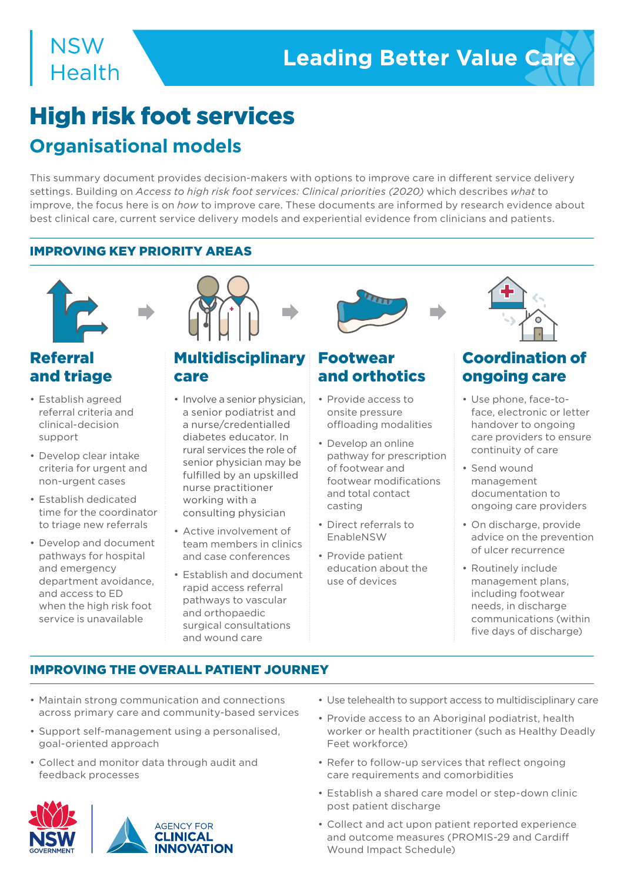NSW Health

Leading Better Value Care

# High risk foot services

## Organisational models

This summary document provides decision-makers with options to improve care in different service delivery settings. Building on *Access to high risk foot services: Clinical priorities (2020)* which describes *what* to improve, the focus here is on *how* to improve care. These documents are informed by research evidence about best clinical care, current service delivery models and experiential evidence from clinicians and patients.

### IMPROVING KEY PRIORITY AREAS

#### Referral and triage

- Establish agreed referral criteria and clinical-decision support
- Develop clear intake criteria for urgent and non-urgent cases
- Establish dedicated time for the coordinator to triage new referrals
- Develop and document pathways for hospital and emergency department avoidance, and access to ED when the high risk foot service is unavailable

#### Multidisciplinary care

- Involve a senior physician, a senior podiatrist and a nurse/credentialled diabetes educator. In rural services the role of senior physician may be fulfilled by an upskilled nurse practitioner working with a consulting physician
- Active involvement of team members in clinics and case conferences
- Establish and document rapid access referral pathways to vascular and orthopaedic surgical consultations and wound care

#### Footwear and orthotics

- Provide access to onsite pressure offloading modalities
- Develop an online pathway for prescription of footwear and footwear modifications and total contact casting
- Direct referrals to EnableNSW
- Provide patient education about the use of devices

#### Coordination of ongoing care

- Use phone, face-to-face, electronic or letter handover to ongoing care providers to ensure continuity of care
- Send wound management documentation to ongoing care providers
- On discharge, provide advice on the prevention of ulcer recurrence
- Routinely include management plans, including footwear needs, in discharge communications (within five days of discharge)

### IMPROVING THE OVERALL PATIENT JOURNEY

- Maintain strong communication and connections across primary care and community-based services
- Support self-management using a personalised, goal-oriented approach
- Collect and monitor data through audit and feedback processes
- Use telehealth to support access to multidisciplinary care
- Provide access to an Aboriginal podiatrist, health worker or health practitioner (such as Healthy Deadly Feet workforce)
- Refer to follow-up services that reflect ongoing care requirements and comorbidities
- Establish a shared care model or step-down clinic post patient discharge
- Collect and act upon patient reported experience and outcome measures (PROMIS-29 and Cardiff Wound Impact Schedule)

NSW GOVERNMENT | AGENCY FOR CLINICAL INNOVATION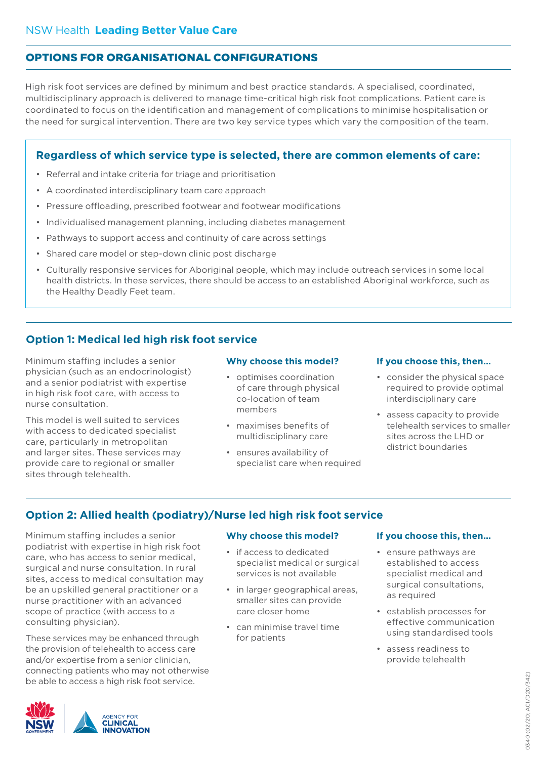## OPTIONS FOR ORGANISATIONAL CONFIGURATIONS

High risk foot services are defined by minimum and best practice standards. A specialised, coordinated, multidisciplinary approach is delivered to manage time-critical high risk foot complications. Patient care is coordinated to focus on the identification and management of complications to minimise hospitalisation or the need for surgical intervention. There are two key service types which vary the composition of the team.

### Regardless of which service type is selected, there are common elements of care:

- Referral and intake criteria for triage and prioritisation
- A coordinated interdisciplinary team care approach
- Pressure offloading, prescribed footwear and footwear modifications
- Individualised management planning, including diabetes management
- Pathways to support access and continuity of care across settings
- Shared care model or step-down clinic post discharge
- Culturally responsive services for Aboriginal people, which may include outreach services in some local health districts. In these services, there should be access to an established Aboriginal workforce, such as the Healthy Deadly Feet team.

### Option 1: Medical led high risk foot service

Minimum staffing includes a senior physician (such as an endocrinologist) and a senior podiatrist with expertise in high risk foot care, with access to nurse consultation.

This model is well suited to services with access to dedicated specialist care, particularly in metropolitan and larger sites. These services may provide care to regional or smaller sites through telehealth.

**Why choose this model?**

- optimises coordination of care through physical co-location of team members
- maximises benefits of multidisciplinary care
- ensures availability of specialist care when required

**If you choose this, then...**

- consider the physical space required to provide optimal interdisciplinary care
- assess capacity to provide telehealth services to smaller sites across the LHD or district boundaries

### Option 2: Allied health (podiatry)/Nurse led high risk foot service

Minimum staffing includes a senior podiatrist with expertise in high risk foot care, who has access to senior medical, surgical and nurse consultation. In rural sites, access to medical consultation may be an upskilled general practitioner or a nurse practitioner with an advanced scope of practice (with access to a consulting physician).

These services may be enhanced through the provision of telehealth to access care and/or expertise from a senior clinician, connecting patients who may not otherwise be able to access a high risk foot service.

**Why choose this model?**

- if access to dedicated specialist medical or surgical services is not available
- in larger geographical areas, smaller sites can provide care closer home
- can minimise travel time for patients

**If you choose this, then...**

- ensure pathways are established to access specialist medical and surgical consultations, as required
- establish processes for effective communication using standardised tools
- assess readiness to provide telehealth

0340 (02/20: ACI/D20/342)